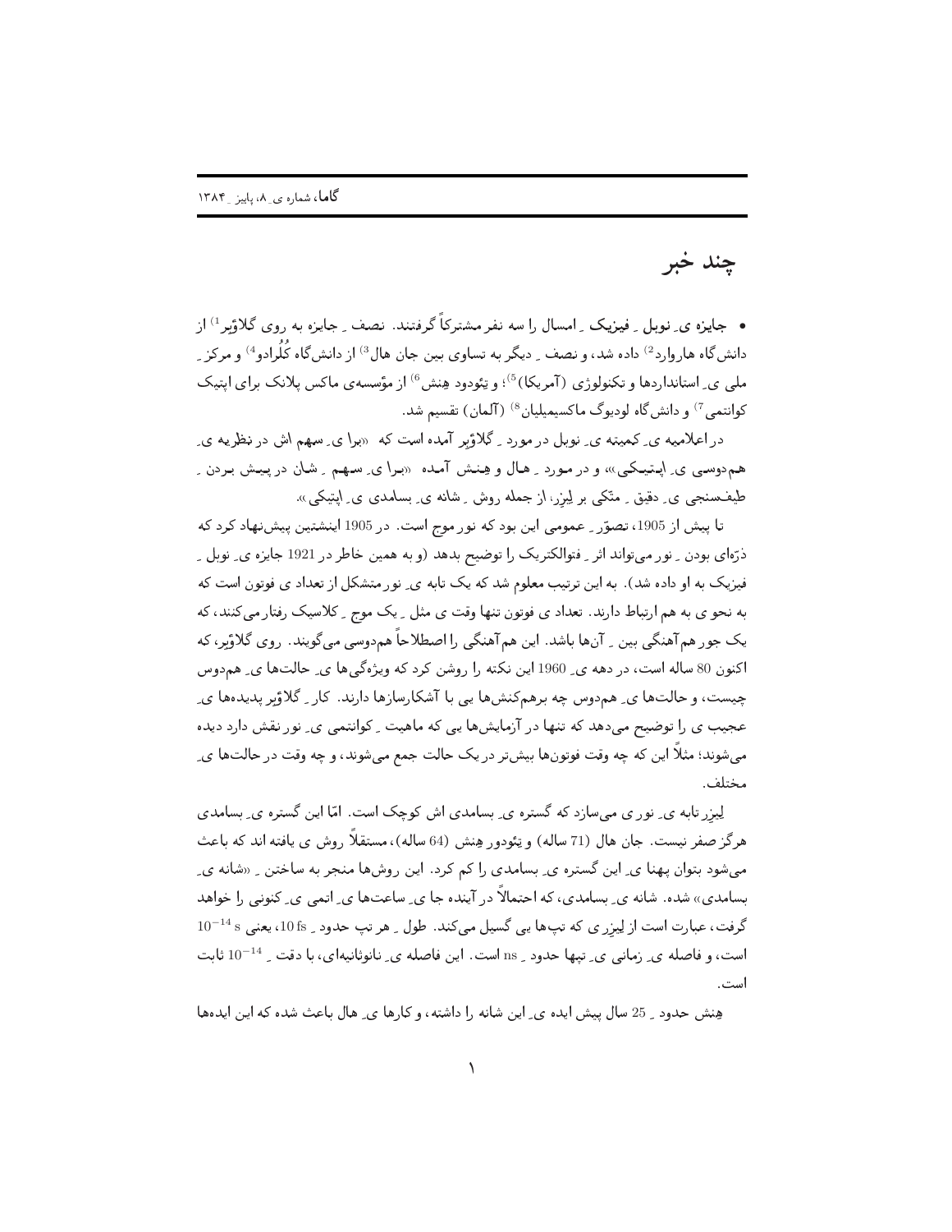# چند خبر

• **جایزه ی ِ نوبل ِ فیزیک ِ** امسال را سه نفر مشترکاً گرفتند. نصف ِ جایزه به روی گلاوبر[1] از دانش‌گاه هاروارد[2] داده شد، و نصف ِ دیگر به تساوی بین جان هال[3] از دانش‌گاه کُلُرادو[4] و مرکز ِ ملی ی ِ استانداردها و تکنولوژی (آمریکا)[5]؛ و تِئودود هِنش[6] از مؤسسه‌ی ماکس پلانک برای اپتیک کوانتمی[7] و دانش‌گاه لودیوگ ماکسیمیلیان[8] (آلمان) تقسیم شد.

در اعلامیه ی ِ کمیته ی ِ نوبل در مورد ِ گلاوبر آمده است که «برا ی ِ سهم اش در نظریه ی ِ هم‌دوسی ی ِ اپتیکی»، و در مورد ِ هال و هنش آمده «برا ی ِ سهم ِ شان در پیش بردن ِ طیف‌سنجی ی ِ دقیق ِ متّکی بر لیزر، از جمله روش ِ شانه ی ِ بسامدی ی ِ اپتیکی».

تا پیش از 1905، تصوّر ِ عمومی این بود که نور موج است. در 1905 اینشتین پیش‌نهاد کرد که ذرّه‌ای بودن ِ نور می‌تواند اثر ِ فتوالکتریک را توضیح بدهد (و به همین خاطر در 1921 جایزه ی ِ نوبل ِ فیزیک به او داده شد). به این ترتیب معلوم شد که یک تابه ی ِ نور متشکل از تعداد ی فوتون است که به نحو ی به هم ارتباط دارند. تعداد ی فوتون تنها وقت ی مثل ِ یک موج ِ کلاسیک رفتار می‌کنند، که یک جور هم‌آهنگی بین ِ آن‌ها باشد. این هم‌آهنگی را اصطلاحاً هم‌دوسی می‌گویند. روی گلاوبر، که اکنون 80 ساله است، در دهه ی ِ 1960 این نکته را روشن کرد که ویژه‌گی‌ها ی ِ حالت‌ها ی ِ هم‌دوس چیست، و حالت‌ها ی ِ هم‌دوس چه برهم‌کنش‌ها یی با آشکارسازها دارند. کار ِ گلاوبر پدیده‌ها ی ِ عجیب ی را توضیح می‌دهد که تنها در آزمایش‌ها یی که ماهیت ِ کوانتمی ی ِ نور نقش دارد دیده می‌شوند؛ مثلاً این که چه وقت فوتون‌ها بیش‌تر در یک حالت جمع می‌شوند، و چه وقت در حالت‌ها ی ِ مختلف.

لیزر تابه ی ِ نور ی می‌سازد که گستره ی ِ بسامدی اش کوچک است. امّا این گستره ی ِ بسامدی هرگز صفر نیست. جان هال (71 ساله) و تِئودور هِنش (64 ساله)، مستقلاً روش ی یافته اند که باعث می‌شود بتوان پهنا ی ِ این گستره ی ِ بسامدی را کم کرد. این روش‌ها منجر به ساختن ِ «شانه ی ِ بسامدی» شده. شانه ی ِ بسامدی، که احتمالاً در آینده جا ی ِ ساعت‌ها ی ِ اتمی ی ِ کنونی را خواهد گرفت، عبارت است از لیزر ی که تپ‌ها یی گسیل می‌کند. طول ِ هر تپ حدود ِ 10 fs، یعنی $10^{-14}$ s است، و فاصله ی ِ زمانی ی ِ تپها حدود ِ ns است. این فاصله ی ِ نانوثانیه‌ای، با دقت ِ $10^{-14}$ ثابت است.

هِنش حدود ِ 25 سال پیش ایده ی ِ این شانه را داشته، و کارها ی ِ هال باعث شده که این ایده‌ها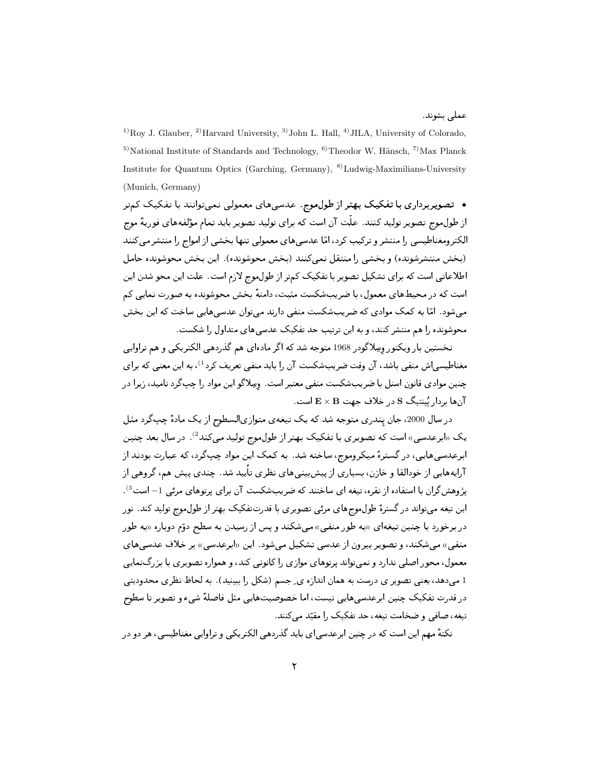عملی بشوند.

[1]Roy J. Glauber, [2]Harvard University, [3]John L. Hall, [4]JILA, University of Colorado, [5]National Institute of Standards and Technology, [6]Theodor W. Hänsch, [7]Max Planck Institute for Quantum Optics (Garching, Germany), [8]Ludwig-Maximilians-University (Munich, Germany)

- **تصویربرداری با تفکیک بهتر از طول‌موج.** عدسی‌های معمولی نمی‌توانند با تفکیک کم‌تر از طول‌موج تصویر تولید کنند. علّت آن است که برای تولید تصویر باید تمام مؤلفه‌های فوریهٔ موج الکترومغناطیسی را منتشر و ترکیب کرد، امّا عدسی‌های معمولی تنها بخشی از امواج را منتشر می‌کنند (بخش منتشرشونده) و بخشی را منتقل نمی‌کنند (بخش محوشونده). این بخش محوشونده حامل اطلاعاتی است که برای تشکیل تصویر با تفکیک کم‌تر از طول‌موج لازم است. علت این محو شدن این است که در محیط‌های معمول، با ضریب‌شکست مثبت، دامنهٔ بخش محوشونده به صورت نمایی کم می‌شود. امّا به کمک موادی که ضریب‌شکست منفی دارند می‌توان عدسی‌هایی ساخت که این بخش محوشونده را هم منتشر کنند، و به این ترتیب حد تفکیک عدسی‌های متداول را شکست.

نخستین بار ویکتور وِسلاگو در 1968 متوجه شد که اگر ماده‌ای هم گذردهی الکتریکی و هم تراوایی مغناطیسی‌اش منفی باشد، آن وقت ضریب‌شکست آن را باید منفی تعریف کرد[1]، به این معنی که برای چنین موادی قانون اسنل با ضریب‌شکست منفی معتبر است. وِسلاگو این مواد را چپ‌گرد نامید، زیرا در آن‌ها بردار پُینتینگ $\mathbf{S}$ در خلاف جهت $\mathbf{E} \times \mathbf{B}$ است.

در سال 2000، جان پِندری متوجه شد که یک تیغه‌ی متوازی‌السطوح از یک مادهٔ چپ‌گرد مثل یک «ابرعدسی» است که تصویری با تفکیک بهتر از طول‌موج تولید می‌کند[2]. در سال بعد چنین ابرعدسی‌هایی، در گسترهٔ میکروموج، ساخته شد. به کمک این مواد چپ‌گرد، که عبارت بودند از آرایه‌هایی از خودالقا و خازن، بسیاری از پیش‌بینی‌های نظری تأیید شد. چندی پیش هم، گروهی از پژوهش‌گران با استفاده از نقره، تیغه ای ساختند که ضریب‌شکست آن برای پرتوهای مرئی $-1$ است[3]. این تیغه می‌تواند در گسترهٔ طول‌موج‌های مرئی تصویری با قدرت‌تفکیک بهتر از طول‌موج تولید کند. نور در برخورد با چنین تیغه‌ای «به طور منفی» می‌شکند و پس از رسیدن به سطح دوّم دوباره «به طور منفی» می‌شکند، و تصویر بیرون از عدسی تشکیل می‌شود. این «ابرعدسی» بر خلاف عدسی‌های معمول، محور اصلی ندارد و نمی‌تواند پرتوهای موازی را کانونی کند، و همواره تصویری با بزرگ‌نمایی 1 می‌دهد، یعنی تصویر ی درست به همان اندازه ی ِ جسم (شکل را ببینید). به لحاظ نظری محدودیتی در قدرت تفکیک چنین ابرعدسی‌هایی نیست، اما خصوصیت‌هایی مثل فاصلهٔ شیء و تصویر تا سطوح تیغه، صافی و ضخامت تیغه، حد تفکیک را مقیّد می‌کنند.

نکتهٔ مهم این است که در چنین ابرعدسی‌ای باید گذردهی الکتریکی و تراوایی مغناطیسی، هر دو در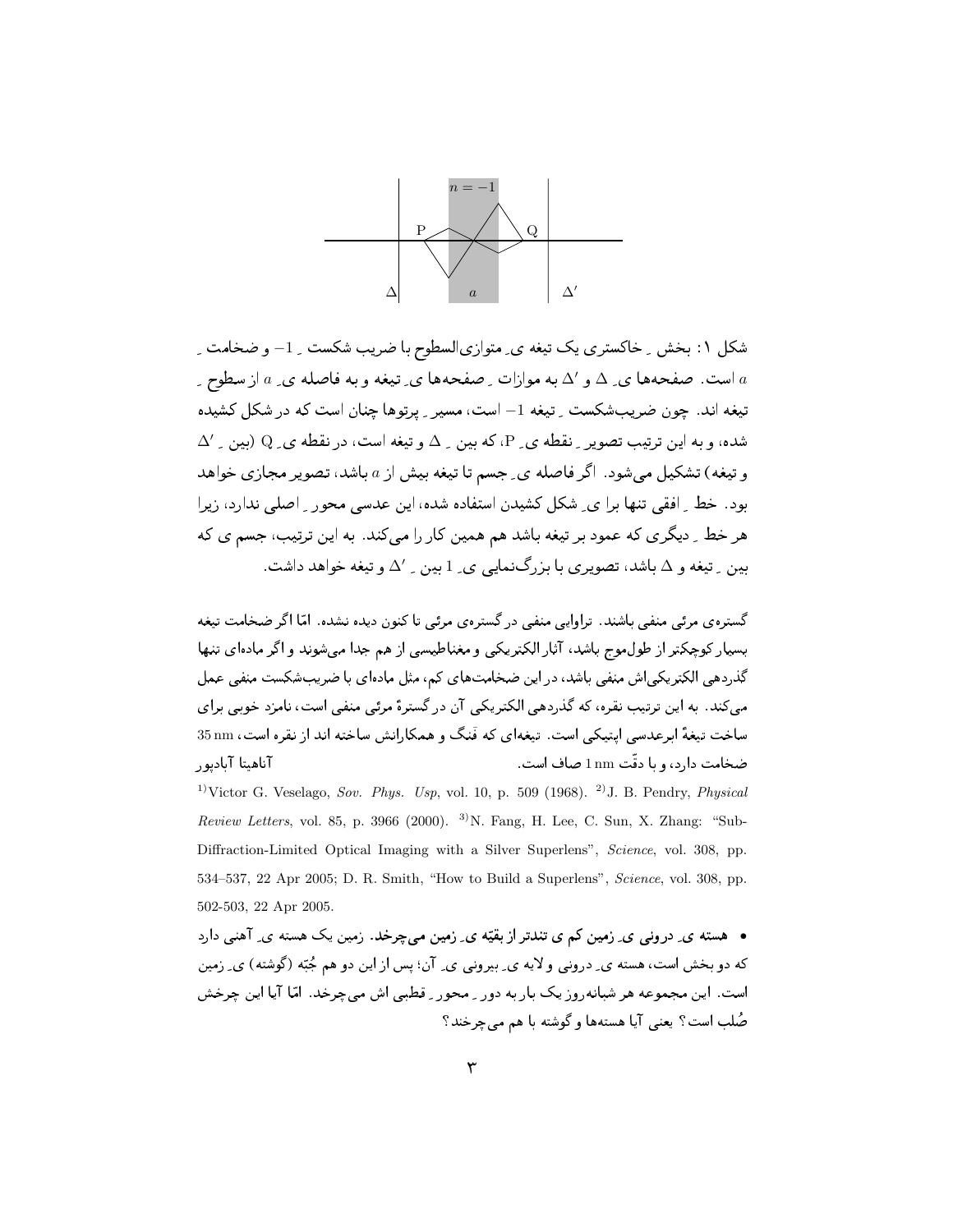شکل ۱: بخش ِ خاکستری یک تیغه ی ِ متوازی‌السطوح با ضریب شکست ِ $-1$ و ضخامت ِ $a$ است. صفحه‌ها ی ِ $\Delta$ و $\Delta'$ به موازات ِ صفحه‌ها ی ِ تیغه و به فاصله ی ِ $a$ از سطوح ِ تیغه اند. چون ضریب‌شکست ِ تیغه $-1$ است، مسیر ِ پرتوها چنان است که در شکل کشیده شده، و به این ترتیب تصویر ِ نقطه ی ِ P، که بین ِ $\Delta$ و تیغه است، در نقطه ی ِ Q (بین ِ $\Delta'$ و تیغه) تشکیل می‌شود. اگر فاصله ی ِ جسم تا تیغه بیش از $a$ باشد، تصویر مجازی خواهد بود. خط ِ افقی تنها برا ی ِ شکل کشیدن استفاده شده، این عدسی محور ِ اصلی ندارد، زیرا هر خط ِ دیگری که عمود بر تیغه باشد هم همین کار را می‌کند. به این ترتیب، جسم ی که بین ِ تیغه و $\Delta$ باشد، تصویری با بزرگ‌نمایی ی ِ 1 بین ِ $\Delta'$ و تیغه خواهد داشت.

گستره‌ی مرئی منفی باشند. تراوایی منفی در گستره‌ی مرئی تا کنون دیده نشده. امّا اگر ضخامت تیغه بسیار کوچکتر از طول‌موج باشد، آثار الکتریکی و مغناطیسی از هم جدا می‌شوند و اگر ماده‌ای تنها گذردهی الکتریکی‌اش منفی باشد، در این ضخامت‌های کم، مثل ماده‌ای با ضریب‌شکست منفی عمل می‌کند. به این ترتیب نقره، که گذردهی الکتریکی آن در گسترهٔ مرئی منفی است، نامزد خوبی برای ساخت تیغهٔ ابرعدسی اپتیکی است. تیغه‌ای که فَنگ و همکارانش ساخته اند از نقره است، 35 nm ضخامت دارد، و با دقّت 1 nm صاف است.

آناهیتا آبادپور

[1]Victor G. Veselago, *Sov. Phys. Usp*, vol. 10, p. 509 (1968). [2]J. B. Pendry, *Physical Review Letters*, vol. 85, p. 3966 (2000). [3]N. Fang, H. Lee, C. Sun, X. Zhang: "Sub-Diffraction-Limited Optical Imaging with a Silver Superlens", *Science*, vol. 308, pp. 534–537, 22 Apr 2005; D. R. Smith, "How to Build a Superlens", *Science*, vol. 308, pp. 502-503, 22 Apr 2005.

• **هسته ی ِ درونی ی ِ زمین کم ی تندتر از بقیّه ی ِ زمین می‌چرخد.** زمین یک هسته ی ِ آهنی دارد که دو بخش است، هسته ی ِ درونی و لایه ی ِ بیرونی ی ِ آن؛ پس از این دو هم جُبّه (گوشته) ی ِ زمین است. این مجموعه هر شبانه‌روز یک بار به دور ِ محور ِ قطبی اش می‌چرخد. امّا آیا این چرخش صُلب است؟ یعنی آیا هسته‌ها و گوشته با هم می‌چرخند؟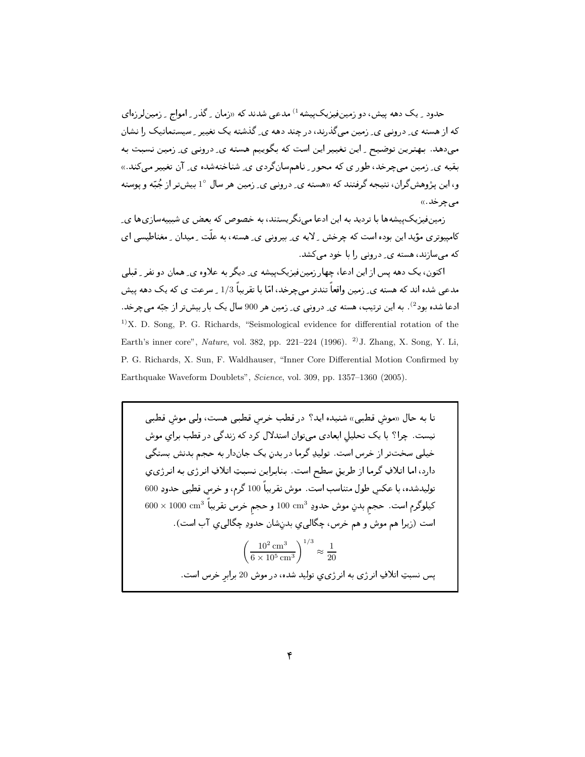حدود ِ یک دهه پیش، دو زمین‌فیزیک‌پیشه[1] مدعی شدند که «زمان ِ گذر ِ امواج ِ زمین‌لرزه‌ای که از هسته ی ِ درونی ی ِ زمین می‌گذرند، در چند دهه ی ِ گذشته یک تغییر ِ سیستماتیک را نشان می‌دهد. بهترین توضیح ِ این تغییر این است که بگوییم هسته ی ِ درونی ی ِ زمین نسبت به بقیه ی ِ زمین می‌چرخد، طور ی که محور ِ ناهم‌سان‌گردی ی ِ شناخته‌شده ی ِ آن تغییر می‌کند.» و، این پژوهش‌گران، نتیجه گرفتند که «هسته ی ِ درونی ی ِ زمین هر سال $1^\circ$ بیش‌تر از جُبّه و پوسته می‌چرخد.»

زمین‌فیزیک‌پیشه‌ها با تردید به این ادعا می‌نگریستند، به خصوص که بعض ی شبیه‌سازی‌ها ی ِ کامپیوتری مؤید این بوده است که چرخش ِ لایه ی ِ بیرونی ی ِ هسته، به علّت ِ میدان ِ مغناطیسی ای که می‌سازند، هسته ی ِ درونی را با خود می‌کشد.

اکنون، یک دهه پس از این ادعا، چهار زمین‌فیزیک‌پیشه ی ِ دیگر به علاوه ی ِ همان دو نفر ِ قبلی مدعی شده اند که هسته ی ِ زمین واقعاً تندتر می‌چرخد، امّا با تقریباً $1/3$ ِ سرعت ی که یک دهه پیش ادعا شده بود[2]. به این ترتیب، هسته ی ِ درونی ی ِ زمین هر 900 سال یک بار بیش‌تر از جبّه می‌چرخد.

[1] X. D. Song, P. G. Richards, "Seismological evidence for differential rotation of the Earth's inner core", *Nature*, vol. 382, pp. 221–224 (1996). [2] J. Zhang, X. Song, Y. Li, P. G. Richards, X. Sun, F. Waldhauser, "Inner Core Differential Motion Confirmed by Earthquake Waveform Doublets", *Science*, vol. 309, pp. 1357–1360 (2005).

---

تا به حال «موشِ قطبی» شنیده اید؟ در قطب خرسِ قطبی هست، ولی موشِ قطبی نیست. چرا؟ با یک تحلیلِ ابعادی می‌توان استدلال کرد که زندگی در قطب برایِ موش خیلی سخت‌تر از خرس است. تولیدِ گرما در بدنِ یک جان‌دار به حجم بدنش بستگی دارد، اما اتلافِ گرما از طریقِ سطح است. بنابراین نسبتِ اتلافِ انرژی به انرژیِ تولیدشده، با عکسِ طول متناسب است. موش تقریباً 100 گرم، و خرسِ قطبی حدودِ 600 کیلوگرم است. حجمِ بدنِ موش حدودِ $100\ \mathrm{cm}^3$ و حجمِ خرس تقریباً $600 \times 1000\ \mathrm{cm}^3$ است (زیرا هم موش و هم خرس، چگالیِ بدن‌شان حدودِ چگالیِ آب است).

$$\left(\frac{10^2\,\mathrm{cm}^3}{6\times 10^5\,\mathrm{cm}^3}\right)^{1/3} \approx \frac{1}{20}$$

پس نسبتِ اتلافِ انرژی به انرژیِ تولید شده، در موش 20 برابرِ خرس است.